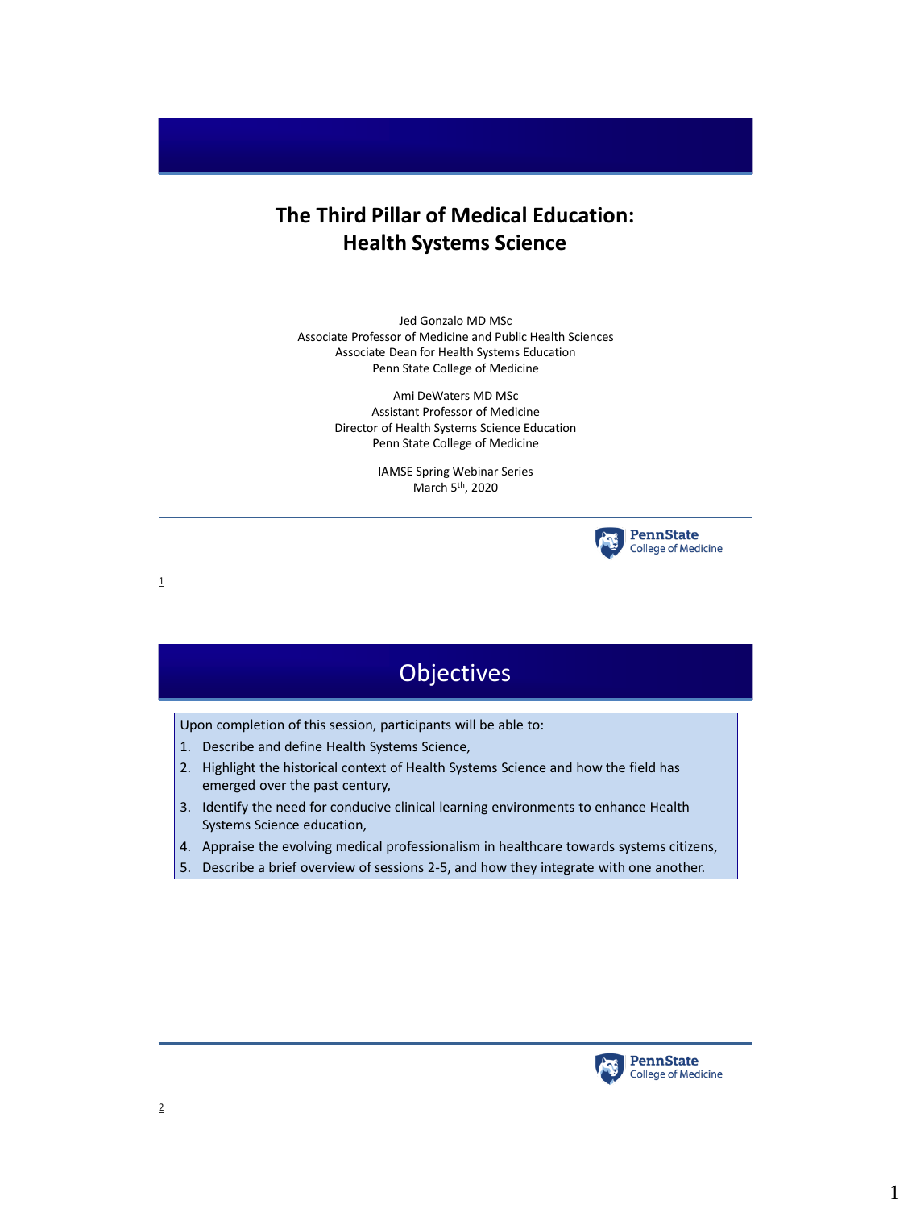# The Third Pillar of Medical Education: Health Systems Science

Jed Gonzalo MD MSc
Associate Professor of Medicine and Public Health Sciences
Associate Dean for Health Systems Education
Penn State College of Medicine

Ami DeWaters MD MSc
Assistant Professor of Medicine
Director of Health Systems Science Education
Penn State College of Medicine

IAMSE Spring Webinar Series
March 5th, 2020

PennState College of Medicine

## Objectives

Upon completion of this session, participants will be able to:

1. Describe and define Health Systems Science,
2. Highlight the historical context of Health Systems Science and how the field has emerged over the past century,
3. Identify the need for conducive clinical learning environments to enhance Health Systems Science education,
4. Appraise the evolving medical professionalism in healthcare towards systems citizens,
5. Describe a brief overview of sessions 2-5, and how they integrate with one another.

PennState College of Medicine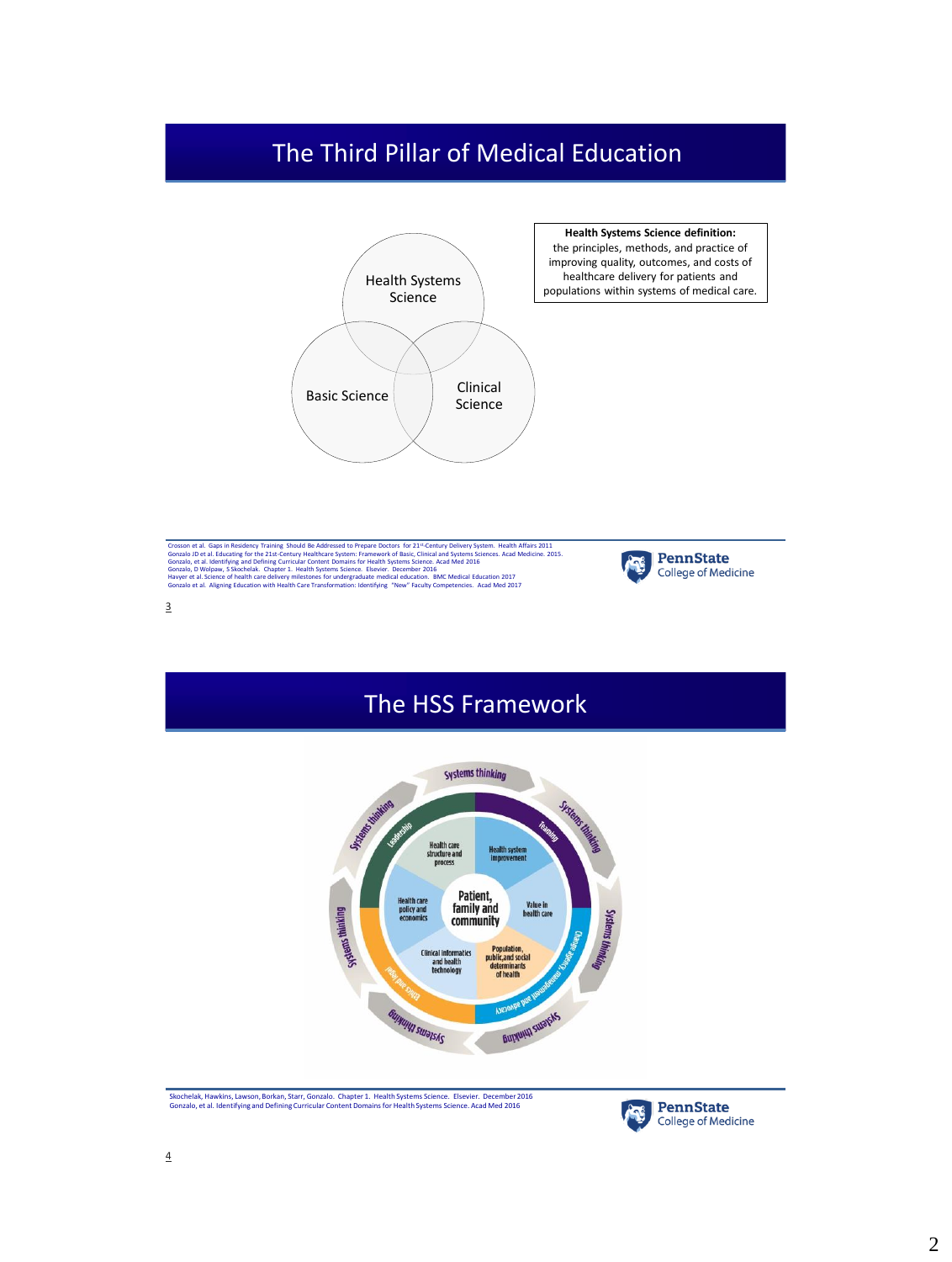# The Third Pillar of Medical Education

Health Systems Science

Basic Science

Clinical Science

**Health Systems Science definition:**
the principles, methods, and practice of improving quality, outcomes, and costs of healthcare delivery for patients and populations within systems of medical care.

Crosson et al. Gaps in Residency Training Should Be Addressed to Prepare Doctors for 21st-Century Delivery System. Health Affairs 2011
Gonzalo JD et al. Educating for the 21st-Century Healthcare System: Framework of Basic, Clinical and Systems Sciences. Acad Medicine. 2015.
Gonzalo, et al. Identifying and Defining Curricular Content Domains for Health Systems Science. Acad Med 2016
Gonzalo, D Wolpaw, S Skochelak. Chapter 1. Health Systems Science. Elsevier. December 2016
Havyer et al. Science of health care delivery milestones for undergraduate medical education. BMC Medical Education 2017
Gonzalo et al. Aligning Education with Health Care Transformation: Identifying "New" Faculty Competencies. Acad Med 2017

PennState College of Medicine

# The HSS Framework

Systems thinking

Leadership | Teaming | Change agency, management and advocacy | Ethics and legal

Health care structure and process | Health system improvement | Value in health care | Population, public, and social determinants of health | Clinical informatics and health technology | Health care policy and economics

Patient, family and community

Skochelak, Hawkins, Lawson, Borkan, Starr, Gonzalo. Chapter 1. Health Systems Science. Elsevier. December 2016
Gonzalo, et al. Identifying and Defining Curricular Content Domains for Health Systems Science. Acad Med 2016

PennState College of Medicine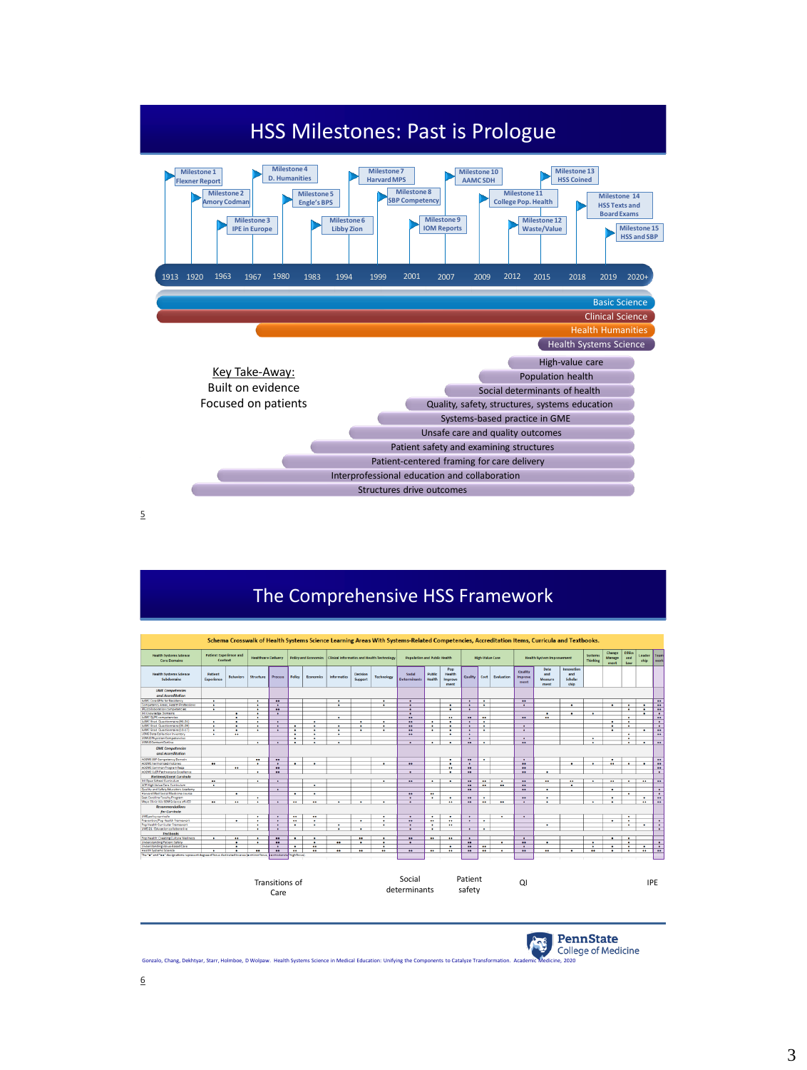# HSS Milestones: Past is Prologue

- Milestone 1 Flexner Report
- Milestone 2 Amory Codman
- Milestone 3 IPE in Europe
- Milestone 4 D. Humanities
- Milestone 5 Engle's BPS
- Milestone 6 Libby Zion
- Milestone 7 Harvard MPS
- Milestone 8 SBP Competency
- Milestone 9 IOM Reports
- Milestone 10 AAMC SDH
- Milestone 11 College Pop. Health
- Milestone 12 Waste/Value
- Milestone 13 HSS Coined
- Milestone 14 HSS Texts and Board Exams
- Milestone 15 HSS and SBP

1913 1920 1963 1967 1980 1983 1994 1999 2001 2007 2009 2012 2015 2018 2019 2020+

- Basic Science
- Clinical Science
- Health Humanities
- Health Systems Science

**Key Take-Away:**
Built on evidence
Focused on patients

- High-value care
- Population health
- Social determinants of health
- Quality, safety, structures, systems education
- Systems-based practice in GME
- Unsafe care and quality outcomes
- Patient safety and examining structures
- Patient-centered framing for care delivery
- Interprofessional education and collaboration
- Structures drive outcomes

5

# The Comprehensive HSS Framework

Schema Crosswalk of Health Systems Science Learning Areas With Systems-Related Competencies, Accreditation Items, Curricula and Textbooks.

Transitions of Care | Social determinants | Patient safety | QI | IPE

Gonzalo, Chang, Dekhtyar, Starr, Holmboe, D Wolpaw. Health Systems Science in Medical Education: Unifying the Components to Catalyze Transformation. Academic Medicine, 2020

6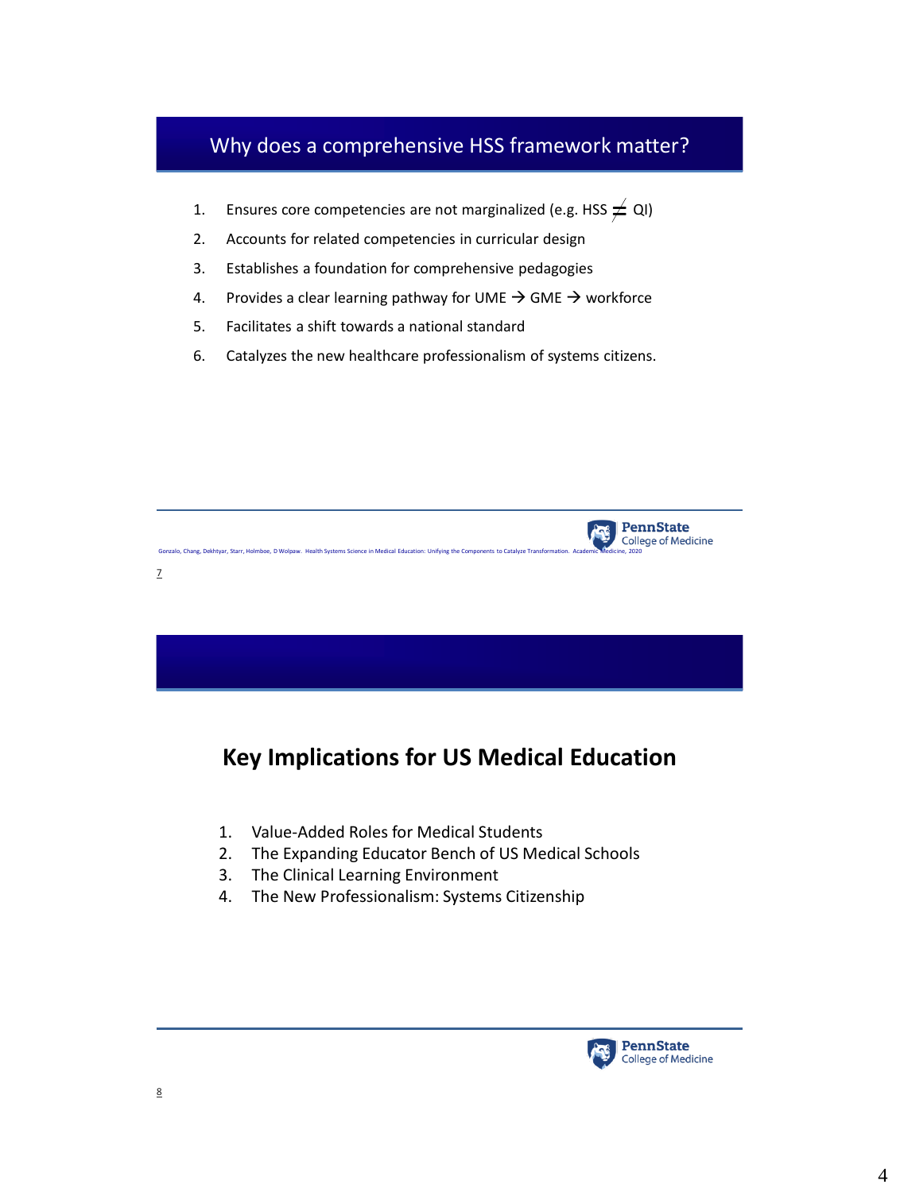## Why does a comprehensive HSS framework matter?

1. Ensures core competencies are not marginalized (e.g. HSS ≠ QI)
2. Accounts for related competencies in curricular design
3. Establishes a foundation for comprehensive pedagogies
4. Provides a clear learning pathway for UME → GME → workforce
5. Facilitates a shift towards a national standard
6. Catalyzes the new healthcare professionalism of systems citizens.

Gonzalo, Chang, Dekhtyar, Starr, Holmboe, D Wolpaw. Health Systems Science in Medical Education: Unifying the Components to Catalyze Transformation. Academic Medicine, 2020

PennState College of Medicine

7

## Key Implications for US Medical Education

1. Value-Added Roles for Medical Students
2. The Expanding Educator Bench of US Medical Schools
3. The Clinical Learning Environment
4. The New Professionalism: Systems Citizenship

PennState College of Medicine

8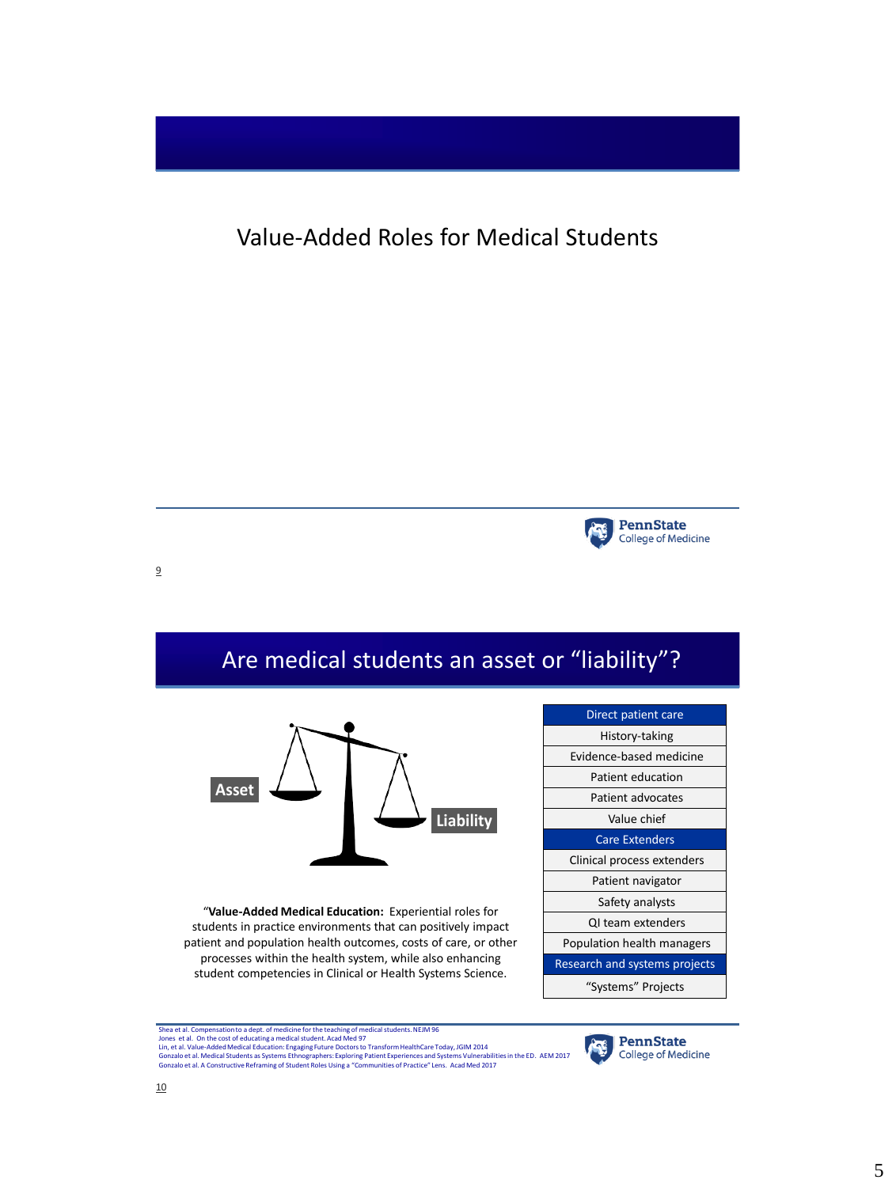## Value-Added Roles for Medical Students

## Are medical students an asset or "liability"?

Asset

Liability

"**Value-Added Medical Education:** Experiential roles for students in practice environments that can positively impact patient and population health outcomes, costs of care, or other processes within the health system, while also enhancing student competencies in Clinical or Health Systems Science.

| Direct patient care |
| --- |
| History-taking |
| Evidence-based medicine |
| Patient education |
| Patient advocates |
| Value chief |
| **Care Extenders** |
| Clinical process extenders |
| Patient navigator |
| Safety analysts |
| QI team extenders |
| Population health managers |
| **Research and systems projects** |
| "Systems" Projects |

Shea et al. Compensation to a dept. of medicine for the teaching of medical students. NEJM 96
Jones et al. On the cost of educating a medical student. Acad Med 97
Lin, et al. Value-Added Medical Education: Engaging Future Doctors to Transform HealthCare Today, JGIM 2014
Gonzalo et al. Medical Students as Systems Ethnographers: Exploring Patient Experiences and Systems Vulnerabilities in the ED. AEM 2017
Gonzalo et al. A Constructive Reframing of Student Roles Using a "Communities of Practice" Lens. Acad Med 2017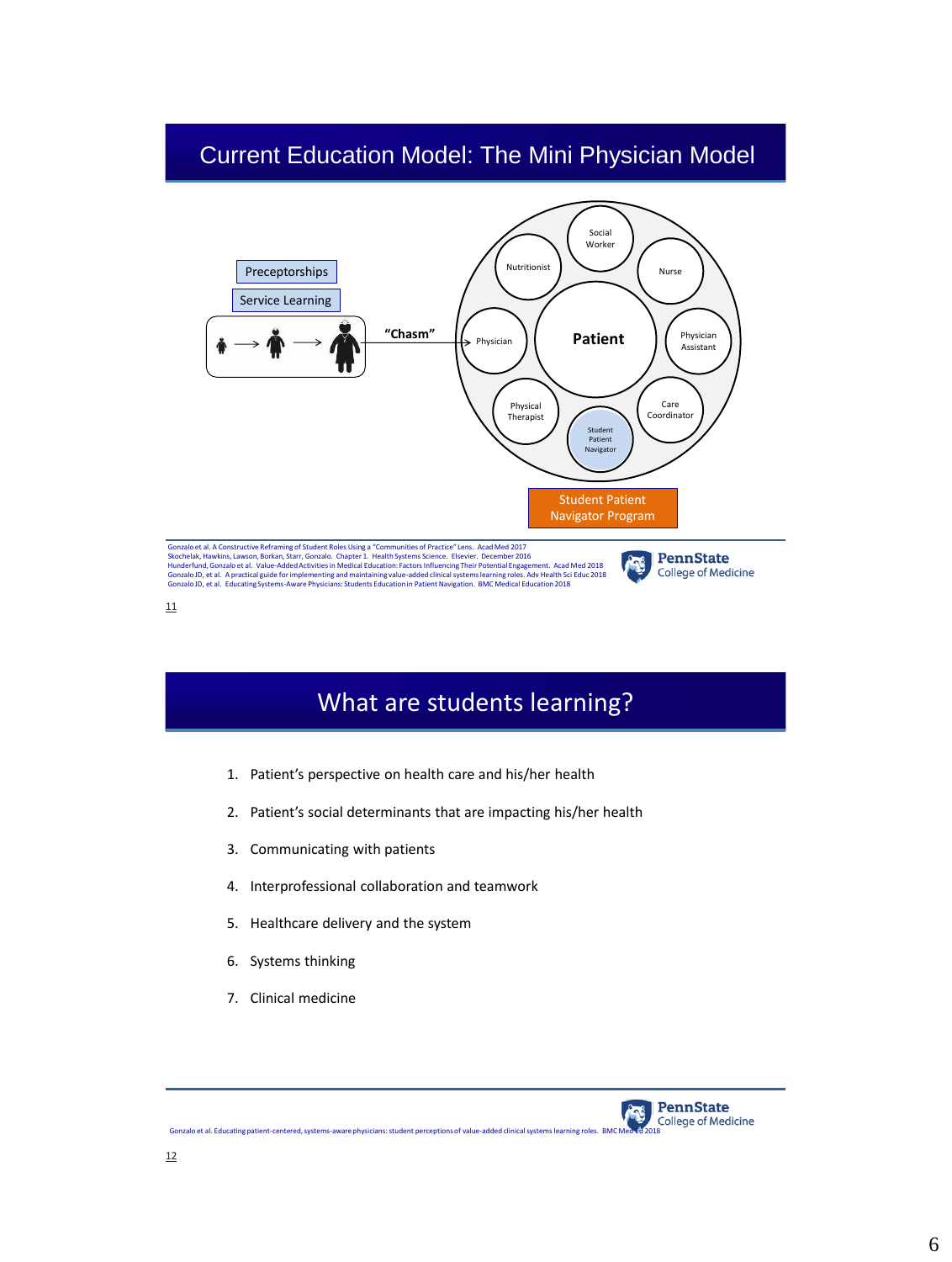# Current Education Model: The Mini Physician Model

Preceptorships

Service Learning

"Chasm"

Patient

Social Worker

Nurse

Physician Assistant

Care Coordinator

Student Patient Navigator

Physical Therapist

Physician

Nutritionist

Student Patient Navigator Program

Gonzalo et al. A Constructive Reframing of Student Roles Using a "Communities of Practice" Lens. Acad Med 2017
Skochelak, Hawkins, Lawson, Borkan, Starr, Gonzalo. Chapter 1. Health Systems Science. Elsevier. December 2016
Hunderfund, Gonzalo et al. Value-Added Activities in Medical Education: Factors Influencing Their Potential Engagement. Acad Med 2018
Gonzalo JD, et al. A practical guide for implementing and maintaining value-added clinical systems learning roles. Adv Health Sci Educ 2018
Gonzalo JD, et al. Educating Systems-Aware Physicians: Students Education in Patient Navigation. BMC Medical Education 2018

PennState College of Medicine

11

# What are students learning?

1. Patient's perspective on health care and his/her health
2. Patient's social determinants that are impacting his/her health
3. Communicating with patients
4. Interprofessional collaboration and teamwork
5. Healthcare delivery and the system
6. Systems thinking
7. Clinical medicine

Gonzalo et al. Educating patient-centered, systems-aware physicians: student perceptions of value-added clinical systems learning roles. BMC Med Ed 2018

PennState College of Medicine

12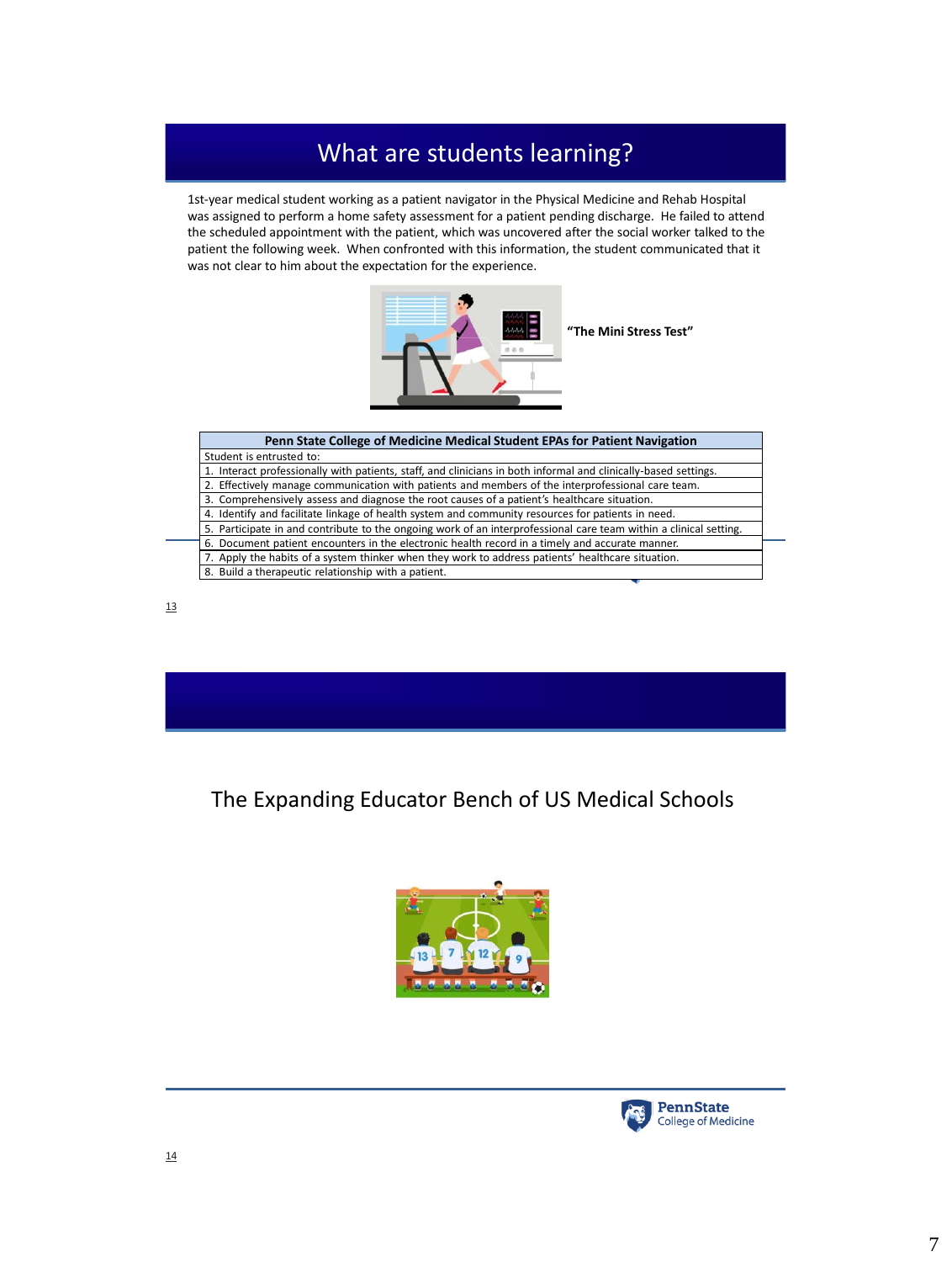# What are students learning?

1st-year medical student working as a patient navigator in the Physical Medicine and Rehab Hospital was assigned to perform a home safety assessment for a patient pending discharge. He failed to attend the scheduled appointment with the patient, which was uncovered after the social worker talked to the patient the following week. When confronted with this information, the student communicated that it was not clear to him about the expectation for the experience.

**"The Mini Stress Test"**

| Penn State College of Medicine Medical Student EPAs for Patient Navigation |
|---|
| Student is entrusted to: |
| 1. Interact professionally with patients, staff, and clinicians in both informal and clinically-based settings. |
| 2. Effectively manage communication with patients and members of the interprofessional care team. |
| 3. Comprehensively assess and diagnose the root causes of a patient's healthcare situation. |
| 4. Identify and facilitate linkage of health system and community resources for patients in need. |
| 5. Participate in and contribute to the ongoing work of an interprofessional care team within a clinical setting. |
| 6. Document patient encounters in the electronic health record in a timely and accurate manner. |
| 7. Apply the habits of a system thinker when they work to address patients' healthcare situation. |
| 8. Build a therapeutic relationship with a patient. |

13

## The Expanding Educator Bench of US Medical Schools

PennState College of Medicine

14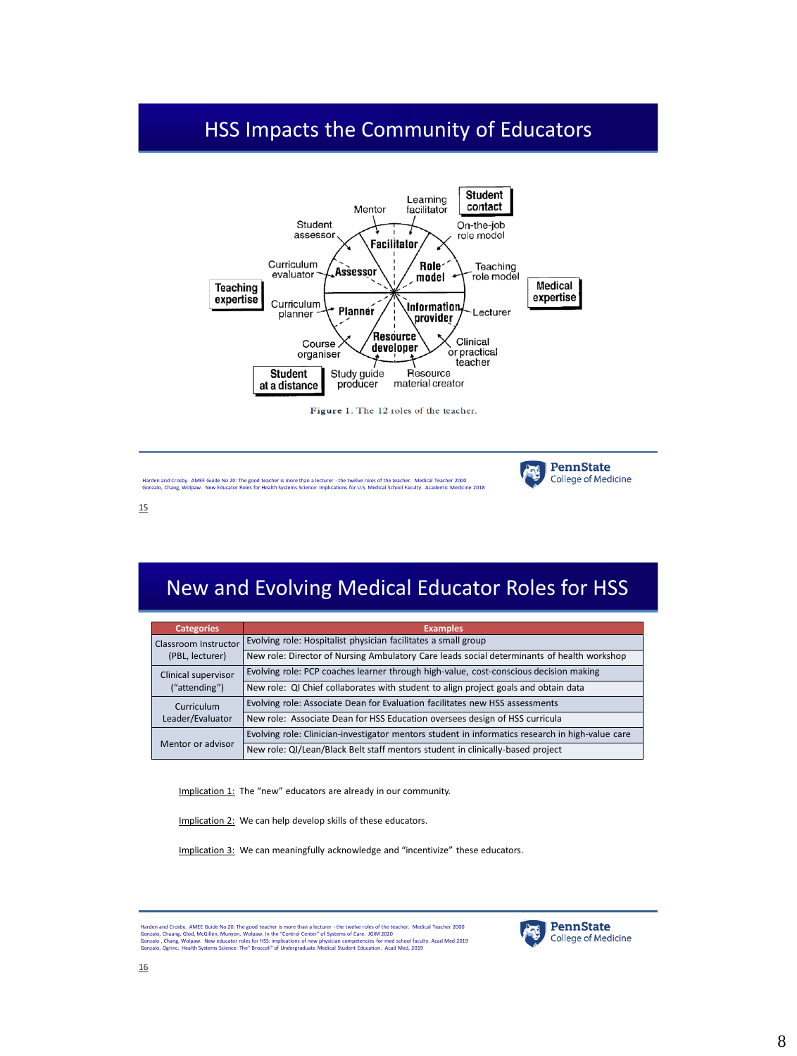## HSS Impacts the Community of Educators

Teaching expertise

Medical expertise

Student contact

Student at a distance

Mentor, Learning facilitator, Student assessor, On-the-job role model, Curriculum evaluator, Teaching role model, Curriculum planner, Lecturer, Course organiser, Clinical or practical teacher, Study guide producer, Resource material creator

Facilitator, Role model, Information provider, Resource developer, Planner, Assessor

Figure 1. The 12 roles of the teacher.

Harden and Crosby. AMEE Guide No 20: The good teacher is more than a lecturer - the twelve roles of the teacher. Medical Teacher 2000
Gonzalo, Chang, Wolpaw. New Educator Roles for Health Systems Science: Implications for U.S. Medical School Faculty. Academic Medicine 2018

15

## New and Evolving Medical Educator Roles for HSS

| Categories | Examples |
|---|---|
| Classroom Instructor (PBL, lecturer) | Evolving role: Hospitalist physician facilitates a small group |
| | New role: Director of Nursing Ambulatory Care leads social determinants of health workshop |
| Clinical supervisor ("attending") | Evolving role: PCP coaches learner through high-value, cost-conscious decision making |
| | New role: QI Chief collaborates with student to align project goals and obtain data |
| Curriculum Leader/Evaluator | Evolving role: Associate Dean for Evaluation facilitates new HSS assessments |
| | New role: Associate Dean for HSS Education oversees design of HSS curricula |
| Mentor or advisor | Evolving role: Clinician-investigator mentors student in informatics research in high-value care |
| | New role: QI/Lean/Black Belt staff mentors student in clinically-based project |

Implication 1: The "new" educators are already in our community.

Implication 2: We can help develop skills of these educators.

Implication 3: We can meaningfully acknowledge and "incentivize" these educators.

Harden and Crosby. AMEE Guide No 20: The good teacher is more than a lecturer - the twelve roles of the teacher. Medical Teacher 2000
Gonzalo, Chuang, Glod, McGillen, Munyon, Wolpaw. In the "Control Center" of Systems of Care. JGIM 2020
Gonzalo , Chang, Wolpaw. New educator roles for HSS: implications of new physician competencies for med school faculty. Acad Med 2019
Gonzalo, Ogrinc. Health Systems Science: The" Broccoli" of Undergraduate Medical Student Education. Acad Med, 2019

16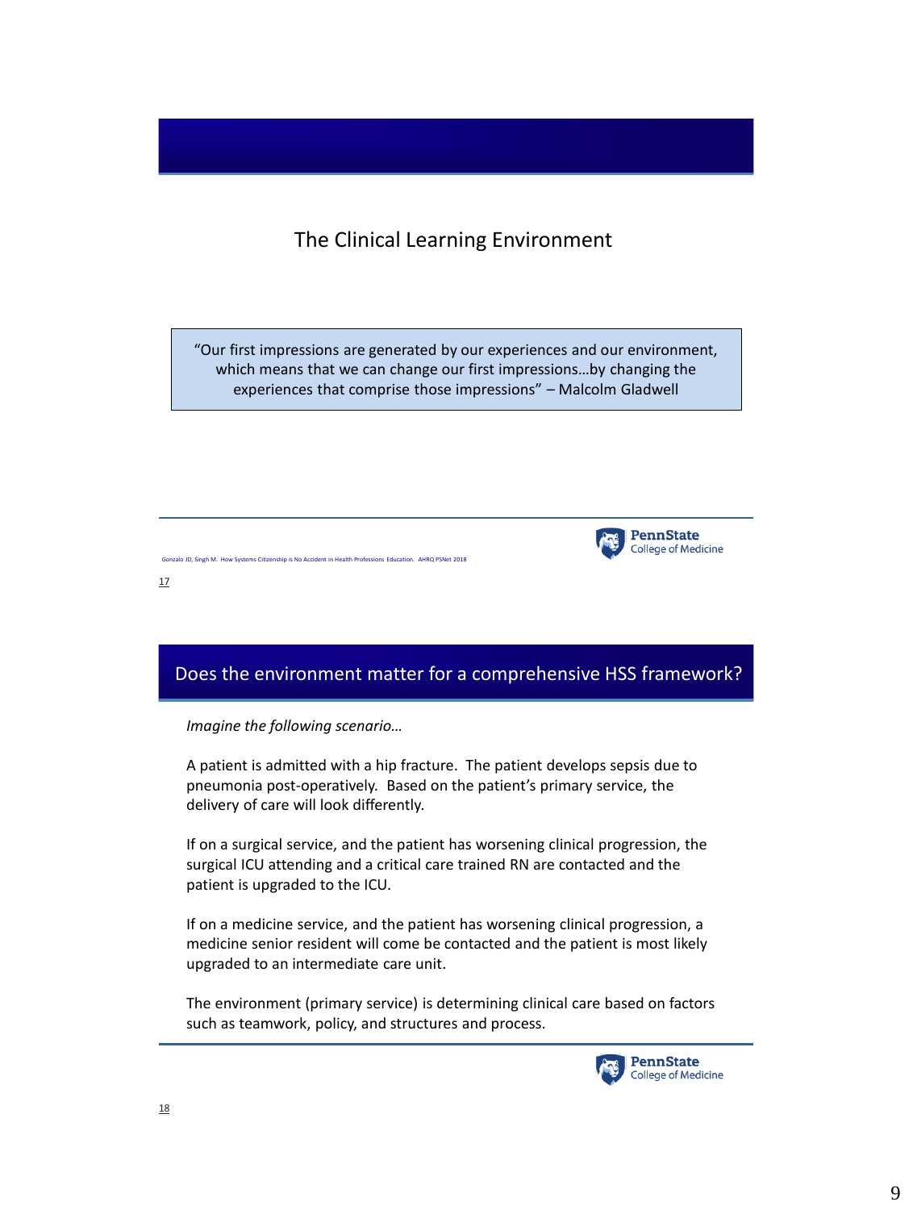## The Clinical Learning Environment

> "Our first impressions are generated by our experiences and our environment, which means that we can change our first impressions…by changing the experiences that comprise those impressions" – Malcolm Gladwell

Gonzalo JD, Singh M. How Systems Citizenship is No Accident in Health Professions Education. AHRQ PSNet 2018

17

## Does the environment matter for a comprehensive HSS framework?

*Imagine the following scenario…*

A patient is admitted with a hip fracture. The patient develops sepsis due to pneumonia post-operatively. Based on the patient's primary service, the delivery of care will look differently.

If on a surgical service, and the patient has worsening clinical progression, the surgical ICU attending and a critical care trained RN are contacted and the patient is upgraded to the ICU.

If on a medicine service, and the patient has worsening clinical progression, a medicine senior resident will come be contacted and the patient is most likely upgraded to an intermediate care unit.

The environment (primary service) is determining clinical care based on factors such as teamwork, policy, and structures and process.

18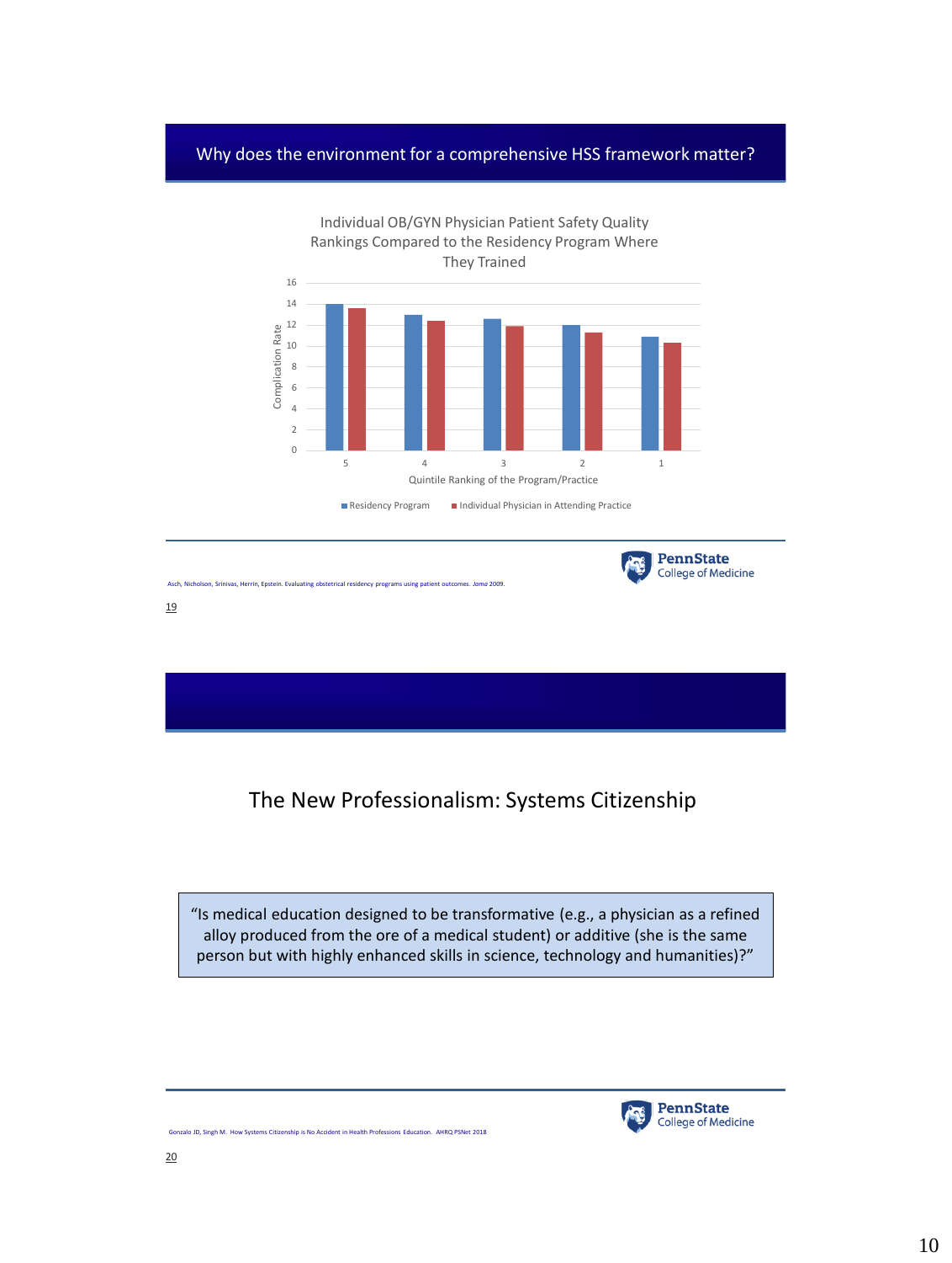## Why does the environment for a comprehensive HSS framework matter?

**Individual OB/GYN Physician Patient Safety Quality Rankings Compared to the Residency Program Where They Trained**

| Quintile Ranking of the Program/Practice | Residency Program | Individual Physician in Attending Practice |
|---|---|---|
| 5 | 14 | 13.6 |
| 4 | 13 | 12.4 |
| 3 | 12.6 | 11.9 |
| 2 | 12 | 11.3 |
| 1 | 10.9 | 10.3 |

Y-axis: Complication Rate

Asch, Nicholson, Srinivas, Herrin, Epstein. Evaluating obstetrical residency programs using patient outcomes. *Jama* 2009.

19

## The New Professionalism: Systems Citizenship

> "Is medical education designed to be transformative (e.g., a physician as a refined alloy produced from the ore of a medical student) or additive (she is the same person but with highly enhanced skills in science, technology and humanities)?"

Gonzalo JD, Singh M. How Systems Citizenship is No Accident in Health Professions Education. AHRQ PSNet 2018

20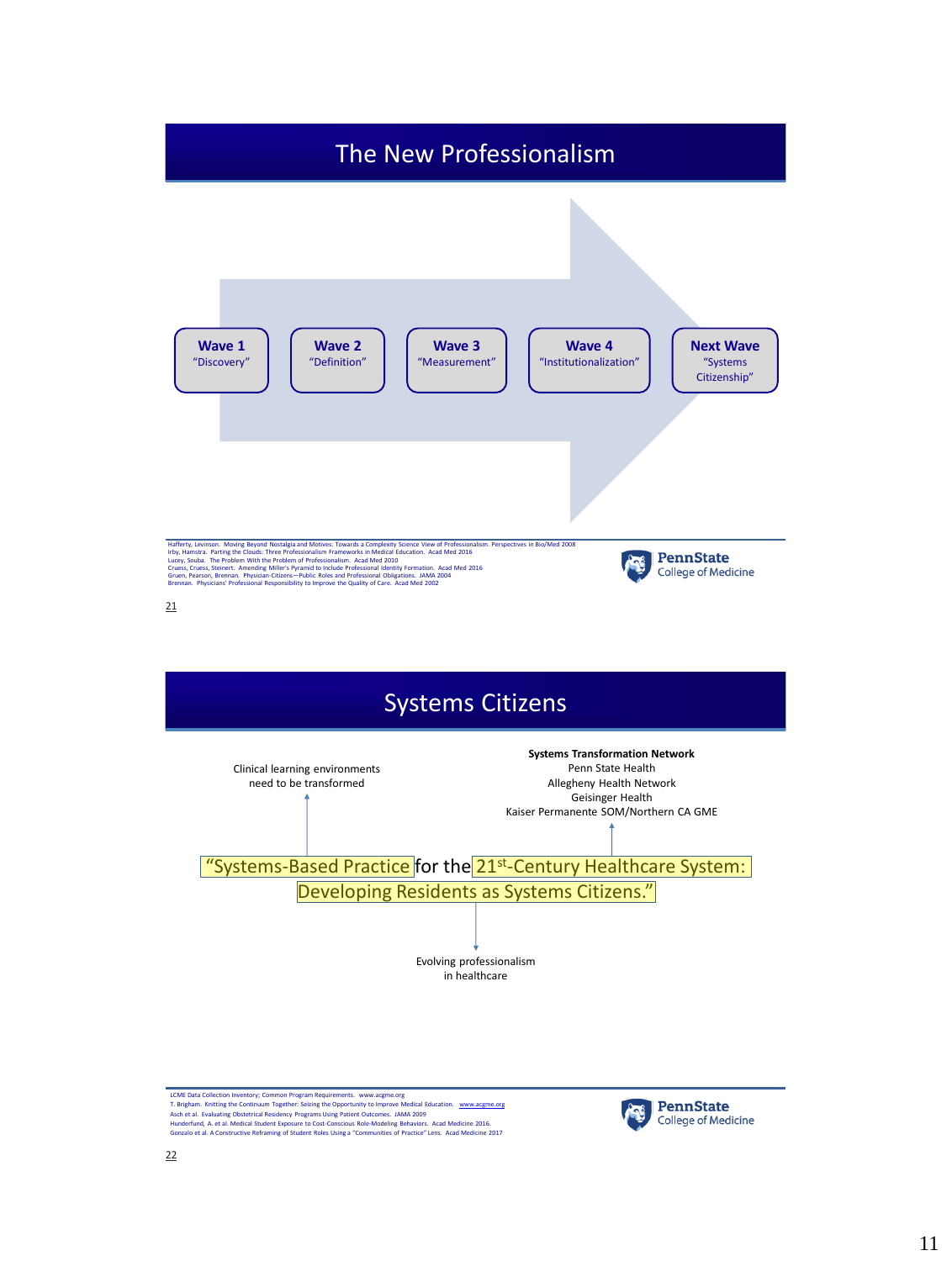## The New Professionalism

**Wave 1** "Discovery" → **Wave 2** "Definition" → **Wave 3** "Measurement" → **Wave 4** "Institutionalization" → **Next Wave** "Systems Citizenship"

Hafferty, Levinson. Moving Beyond Nostalgia and Motives: Towards a Complexity Science View of Professionalism. Perspectives in Bio/Med 2008
Irby, Hamstra. Parting the Clouds: Three Professionalism Frameworks in Medical Education. Acad Med 2016
Lucey, Souba. The Problem With the Problem of Professionalism. Acad Med 2010
Cruess, Cruess, Steinert. Amending Miller's Pyramid to Include Professional Identity Formation. Acad Med 2016
Gruen, Pearson, Brennan. Physician-Citizens—Public Roles and Professional Obligations. JAMA 2004
Brennan. Physicians' Professional Responsibility to Improve the Quality of Care. Acad Med 2002

PennState College of Medicine

21

## Systems Citizens

"Systems-Based Practice for the 21st-Century Healthcare System: Developing Residents as Systems Citizens."

- "Systems-Based Practice" → Clinical learning environments need to be transformed
- "21st-Century Healthcare System" → **Systems Transformation Network**
  - Penn State Health
  - Allegheny Health Network
  - Geisinger Health
  - Kaiser Permanente SOM/Northern CA GME
- "Developing Residents as Systems Citizens." → Evolving professionalism in healthcare

LCME Data Collection Inventory; Common Program Requirements. www.acgme.org
T. Brigham. Knitting the Continuum Together: Seizing the Opportunity to Improve Medical Education. www.acgme.org
Asch et al. Evaluating Obstetrical Residency Programs Using Patient Outcomes. JAMA 2009
Hunderfund, A. et al. Medical Student Exposure to Cost-Conscious Role-Modeling Behaviors. Acad Medicine 2016.
Gonzalo et al. A Constructive Reframing of Student Roles Using a "Communities of Practice" Lens. Acad Medicine 2017

PennState College of Medicine

22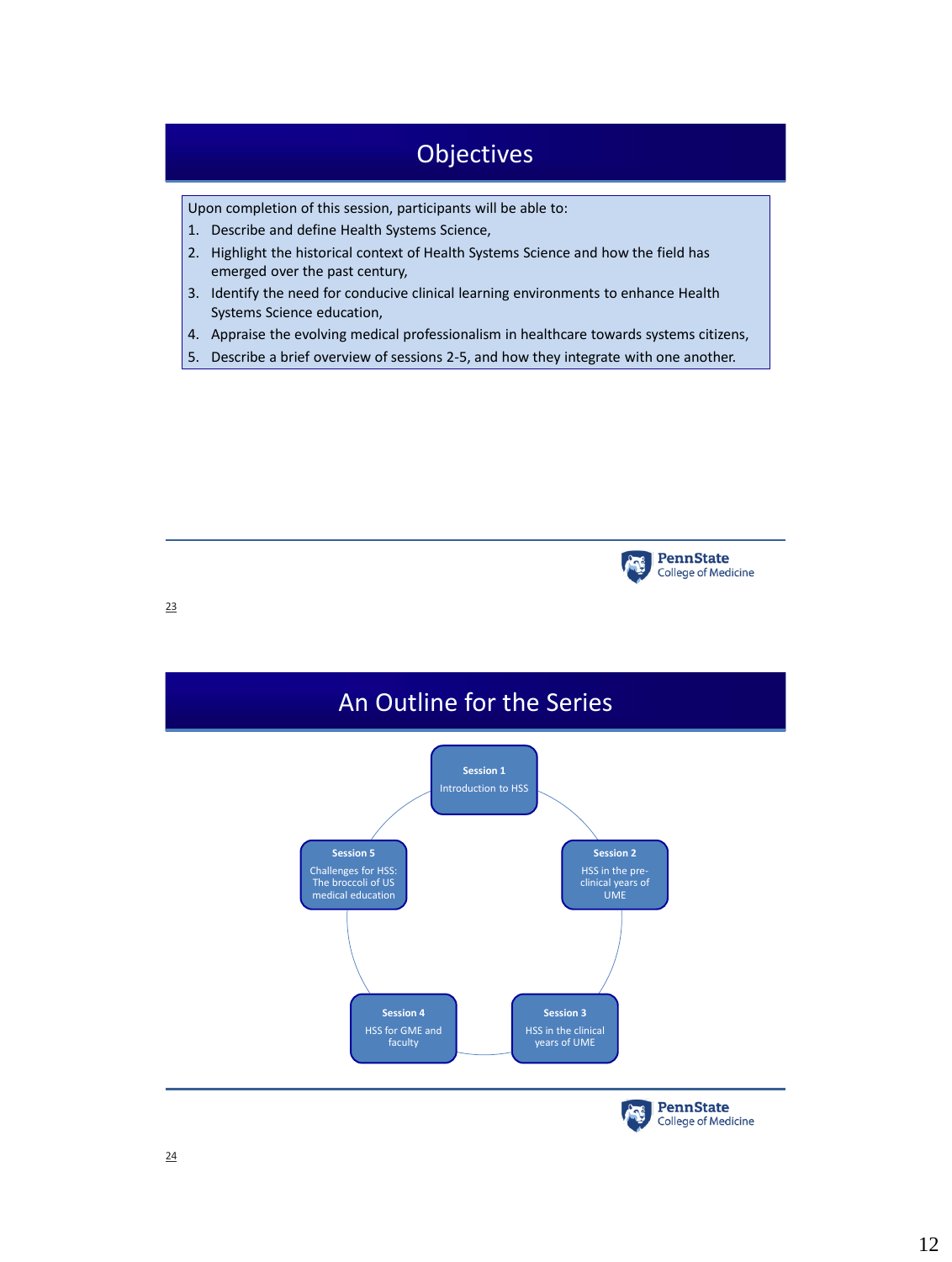# Objectives

Upon completion of this session, participants will be able to:

1. Describe and define Health Systems Science,
2. Highlight the historical context of Health Systems Science and how the field has emerged over the past century,
3. Identify the need for conducive clinical learning environments to enhance Health Systems Science education,
4. Appraise the evolving medical professionalism in healthcare towards systems citizens,
5. Describe a brief overview of sessions 2-5, and how they integrate with one another.

PennState College of Medicine

23

# An Outline for the Series

**Session 1**
Introduction to HSS

**Session 2**
HSS in the pre-clinical years of UME

**Session 3**
HSS in the clinical years of UME

**Session 4**
HSS for GME and faculty

**Session 5**
Challenges for HSS: The broccoli of US medical education

PennState College of Medicine

24